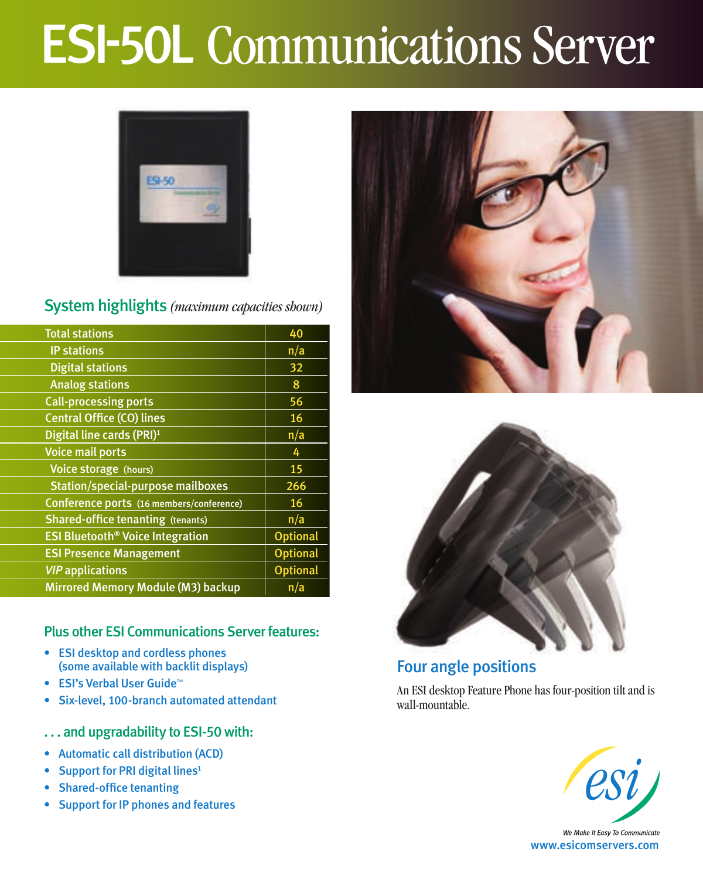# ESI-50L Communications Server

## System highlights *(maximum capacities shown)*

| Feature | Capacity |
|---|---|
| Total stations | 40 |
| IP stations | n/a |
| Digital stations | 32 |
| Analog stations | 8 |
| Call-processing ports | 56 |
| Central Office (CO) lines | 16 |
| Digital line cards (PRI)[1] | n/a |
| Voice mail ports | 4 |
| Voice storage (hours) | 15 |
| Station/special-purpose mailboxes | 266 |
| Conference ports (16 members/conference) | 16 |
| Shared-office tenanting (tenants) | n/a |
| ESI Bluetooth® Voice Integration | Optional |
| ESI Presence Management | Optional |
| *VIP* applications | Optional |
| Mirrored Memory Module (M3) backup | n/a |

### Plus other ESI Communications Server features:

- ESI desktop and cordless phones (some available with backlit displays)
- ESI's Verbal User Guide™
- Six-level, 100-branch automated attendant

### . . . and upgradability to ESI-50 with:

- Automatic call distribution (ACD)
- Support for PRI digital lines[1]
- Shared-office tenanting
- Support for IP phones and features

### Four angle positions

An ESI desktop Feature Phone has four-position tilt and is wall-mountable.

esi

*We Make It Easy To Communicate*

www.esicomservers.com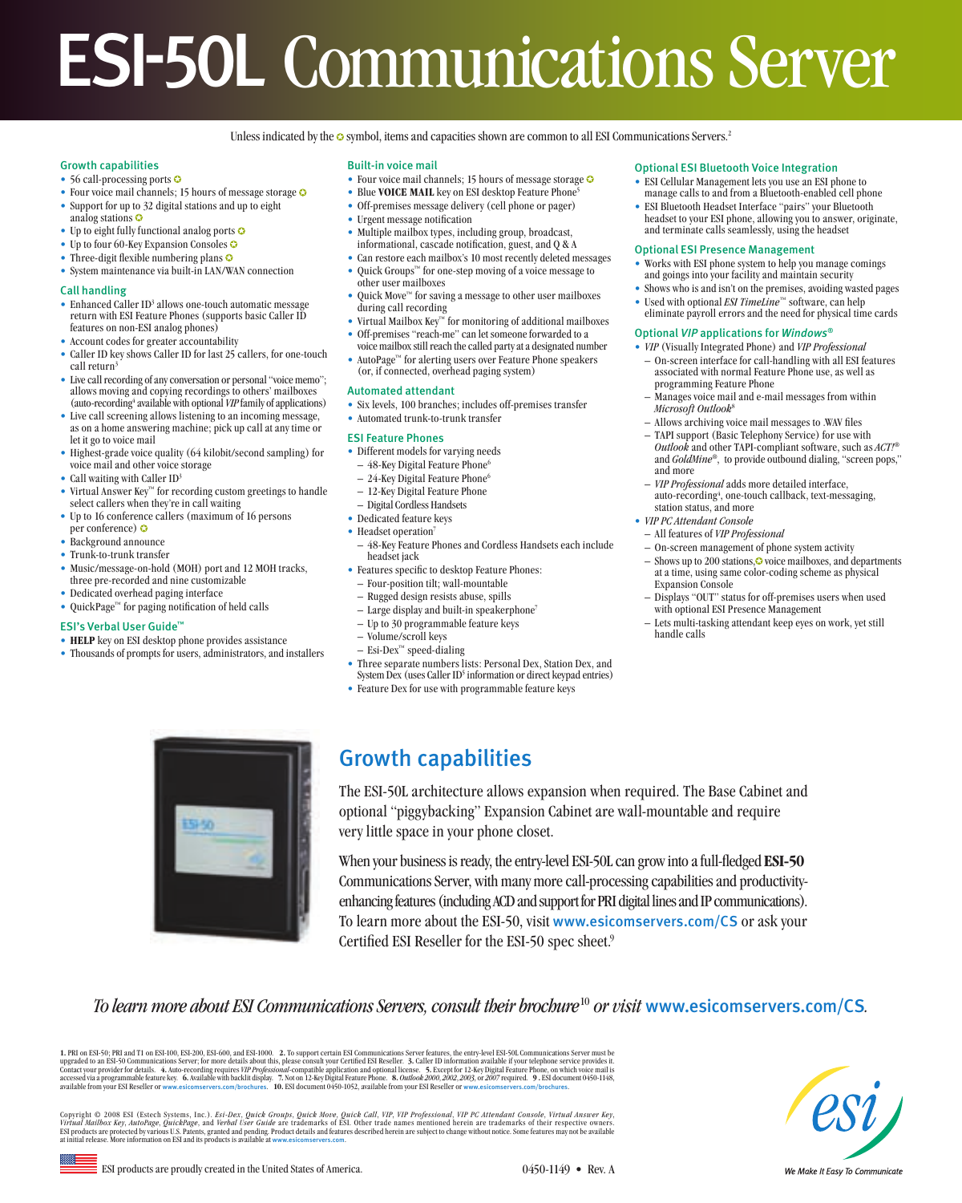# ESI-50L Communications Server

Unless indicated by the ✪ symbol, items and capacities shown are common to all ESI Communications Servers.[2]

### Growth capabilities

- 56 call-processing ports ✪
- Four voice mail channels; 15 hours of message storage ✪
- Support for up to 32 digital stations and up to eight analog stations ✪
- Up to eight fully functional analog ports ✪
- Up to four 60-Key Expansion Consoles ✪
- Three-digit flexible numbering plans ✪
- System maintenance via built-in LAN/WAN connection

### Call handling

- Enhanced Caller ID[3] allows one-touch automatic message return with ESI Feature Phones (supports basic Caller ID features on non-ESI analog phones)
- Account codes for greater accountability
- Caller ID key shows Caller ID for last 25 callers, for one-touch call return[3]
- Live call recording of any conversation or personal "voice memo"; allows moving and copying recordings to others' mailboxes (auto-recording[4] available with optional *VIP* family of applications)
- Live call screening allows listening to an incoming message, as on a home answering machine; pick up call at any time or let it go to voice mail
- Highest-grade voice quality (64 kilobit/second sampling) for voice mail and other voice storage
- Call waiting with Caller ID[3]
- Virtual Answer Key™ for recording custom greetings to handle select callers when they're in call waiting
- Up to 16 conference callers (maximum of 16 persons per conference) ✪
- Background announce
- Trunk-to-trunk transfer
- Music/message-on-hold (MOH) port and 12 MOH tracks, three pre-recorded and nine customizable
- Dedicated overhead paging interface
- QuickPage™ for paging notification of held calls

### ESI's Verbal User Guide™

- **HELP** key on ESI desktop phone provides assistance
- Thousands of prompts for users, administrators, and installers

### Built-in voice mail

- Four voice mail channels; 15 hours of message storage ✪
- Blue **VOICE MAIL** key on ESI desktop Feature Phone[5]
- Off-premises message delivery (cell phone or pager)
- Urgent message notification
- Multiple mailbox types, including group, broadcast, informational, cascade notification, guest, and Q & A
- Can restore each mailbox's 10 most recently deleted messages
- Quick Groups™ for one-step moving of a voice message to other user mailboxes
- Quick Move™ for saving a message to other user mailboxes during call recording
- Virtual Mailbox Key™ for monitoring of additional mailboxes
- Off-premises "reach-me" can let someone forwarded to a voice mailbox still reach the called party at a designated number
- AutoPage™ for alerting users over Feature Phone speakers (or, if connected, overhead paging system)

### Automated attendant

- Six levels, 100 branches; includes off-premises transfer
- Automated trunk-to-trunk transfer

### ESI Feature Phones

- Different models for varying needs
  - 48-Key Digital Feature Phone[6]
  - 24-Key Digital Feature Phone[6]
  - 12-Key Digital Feature Phone
  - Digital Cordless Handsets
- Dedicated feature keys
- Headset operation[7]
  - 48-Key Feature Phones and Cordless Handsets each include headset jack
- Features specific to desktop Feature Phones:
  - Four-position tilt; wall-mountable
  - Rugged design resists abuse, spills
  - Large display and built-in speakerphone[7]
  - Up to 30 programmable feature keys
  - Volume/scroll keys
  - Esi-Dex™ speed-dialing
- Three separate numbers lists: Personal Dex, Station Dex, and System Dex (uses Caller ID[3] information or direct keypad entries)
- Feature Dex for use with programmable feature keys

### Optional ESI Bluetooth Voice Integration

- ESI Cellular Management lets you use an ESI phone to manage calls to and from a Bluetooth-enabled cell phone
- ESI Bluetooth Headset Interface "pairs" your Bluetooth headset to your ESI phone, allowing you to answer, originate, and terminate calls seamlessly, using the headset

### Optional ESI Presence Management

- Works with ESI phone system to help you manage comings and goings into your facility and maintain security
- Shows who is and isn't on the premises, avoiding wasted pages
- Used with optional *ESI TimeLine*™ software, can help eliminate payroll errors and the need for physical time cards

### Optional *VIP* applications for *Windows*®

- *VIP* (Visually Integrated Phone) and *VIP Professional*
  - On-screen interface for call-handling with all ESI features associated with normal Feature Phone use, as well as programming Feature Phone
  - Manages voice mail and e-mail messages from within *Microsoft Outlook*[8]
  - Allows archiving voice mail messages to .WAV files
  - TAPI support (Basic Telephony Service) for use with *Outlook* and other TAPI-compliant software, such as *ACT!*® and *GoldMine*®, to provide outbound dialing, "screen pops," and more
  - *VIP Professional* adds more detailed interface, auto-recording[4], one-touch callback, text-messaging, station status, and more
- *VIP PC Attendant Console*
  - All features of *VIP Professional*
  - On-screen management of phone system activity
  - Shows up to 200 stations,✪ voice mailboxes, and departments at a time, using same color-coding scheme as physical Expansion Console
  - Displays "OUT" status for off-premises users when used with optional ESI Presence Management
  - Lets multi-tasking attendant keep eyes on work, yet still handle calls

## Growth capabilities

The ESI-50L architecture allows expansion when required. The Base Cabinet and optional "piggybacking" Expansion Cabinet are wall-mountable and require very little space in your phone closet.

When your business is ready, the entry-level ESI-50L can grow into a full-fledged **ESI-50** Communications Server, with many more call-processing capabilities and productivity-enhancing features (including ACD and support for PRI digital lines and IP communications). To learn more about the ESI-50, visit www.esicomservers.com/CS or ask your Certified ESI Reseller for the ESI-50 spec sheet.[9]

*To learn more about ESI Communications Servers, consult their brochure*[10] *or visit* www.esicomservers.com/CS.

**1.** PRI on ESI-50; PRI and T1 on ESI-100, ESI-200, ESI-600, and ESI-1000. **2.** To support certain ESI Communications Server features, the entry-level ESI-50L Communications Server must be upgraded to an ESI-50 Communications Server; for more details about this, please consult your Certified ESI Reseller. **3.** Caller ID information available if your telephone service provides it. Contact your provider for details. **4.** Auto-recording requires *VIP Professional*-compatible application and optional license. **5.** Except for 12-Key Digital Feature Phone, on which voice mail is accessed via a programmable feature key. **6.** Available with backlit display. **7.** Not on 12-Key Digital Feature Phone. **8.** *Outlook 2000, 2002, 2003*, or *2007* required. **9.** ESI document 0450-1148, available from your ESI Reseller or www.esicomservers.com/brochures. **10.** ESI document 0450-1052, available from your ESI Reseller or www.esicomservers.com/brochures.

Copyright © 2008 ESI (Estech Systems, Inc.). *Esi-Dex, Quick Groups, Quick Move, Quick Call, VIP, VIP Professional, VIP PC Attendant Console, Virtual Answer Key, Virtual Mailbox Key, AutoPage, QuickPage*, and *Verbal User Guide* are trademarks of ESI. Other trade names mentioned herein are trademarks of their respective owners. ESI products are protected by various U.S. Patents, granted and pending. Product details and features described herein are subject to change without notice. Some features may not be available at initial release. More information on ESI and its products is available at www.esicomservers.com.

ESI products are proudly created in the United States of America.

0450-1149 • Rev. A

We Make It Easy To Communicate